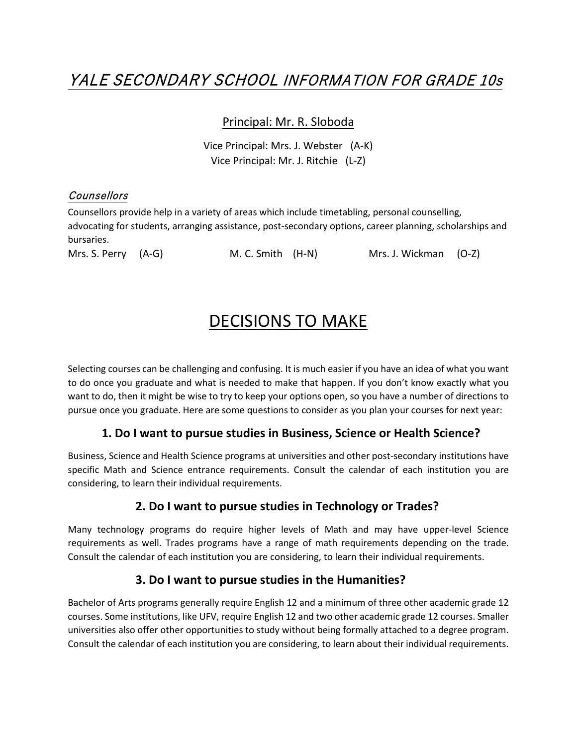# *YALE SECONDARY SCHOOL INFORMATION FOR GRADE 10s*

Principal: Mr. R. Sloboda

Vice Principal: Mrs. J. Webster (A-K)
Vice Principal: Mr. J. Ritchie (L-Z)

### *Counsellors*

Counsellors provide help in a variety of areas which include timetabling, personal counselling, advocating for students, arranging assistance, post-secondary options, career planning, scholarships and bursaries.

Mrs. S. Perry (A-G) M. C. Smith (H-N) Mrs. J. Wickman (O-Z)

# DECISIONS TO MAKE

Selecting courses can be challenging and confusing. It is much easier if you have an idea of what you want to do once you graduate and what is needed to make that happen. If you don't know exactly what you want to do, then it might be wise to try to keep your options open, so you have a number of directions to pursue once you graduate. Here are some questions to consider as you plan your courses for next year:

## 1. Do I want to pursue studies in Business, Science or Health Science?

Business, Science and Health Science programs at universities and other post-secondary institutions have specific Math and Science entrance requirements. Consult the calendar of each institution you are considering, to learn their individual requirements.

## 2. Do I want to pursue studies in Technology or Trades?

Many technology programs do require higher levels of Math and may have upper-level Science requirements as well. Trades programs have a range of math requirements depending on the trade. Consult the calendar of each institution you are considering, to learn their individual requirements.

## 3. Do I want to pursue studies in the Humanities?

Bachelor of Arts programs generally require English 12 and a minimum of three other academic grade 12 courses. Some institutions, like UFV, require English 12 and two other academic grade 12 courses. Smaller universities also offer other opportunities to study without being formally attached to a degree program. Consult the calendar of each institution you are considering, to learn about their individual requirements.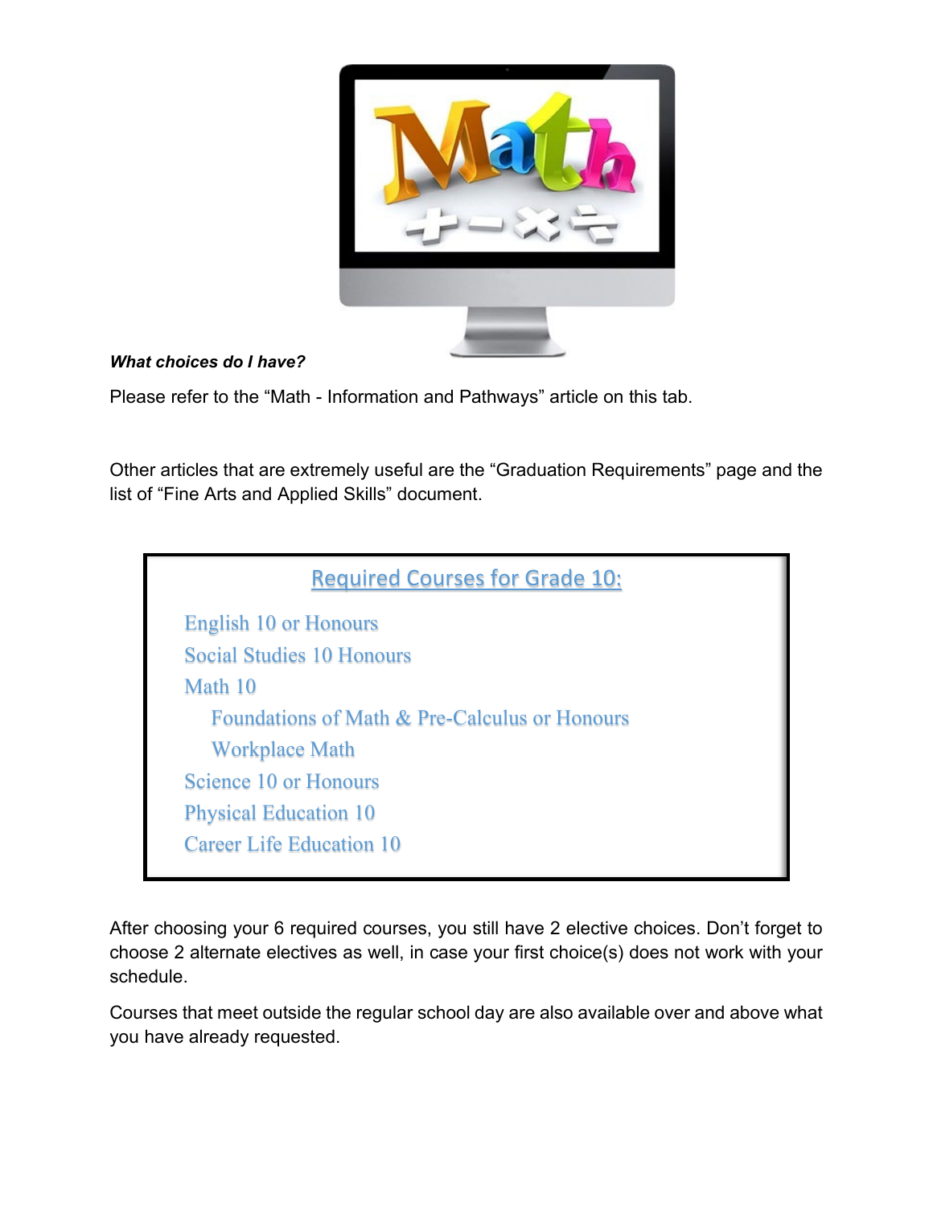***What choices do I have?***

Please refer to the "Math - Information and Pathways" article on this tab.

Other articles that are extremely useful are the "Graduation Requirements" page and the list of "Fine Arts and Applied Skills" document.

## Required Courses for Grade 10:

- English 10 or Honours
- Social Studies 10 Honours
- Math 10
  - Foundations of Math & Pre-Calculus or Honours
  - Workplace Math
- Science 10 or Honours
- Physical Education 10
- Career Life Education 10

After choosing your 6 required courses, you still have 2 elective choices. Don't forget to choose 2 alternate electives as well, in case your first choice(s) does not work with your schedule.

Courses that meet outside the regular school day are also available over and above what you have already requested.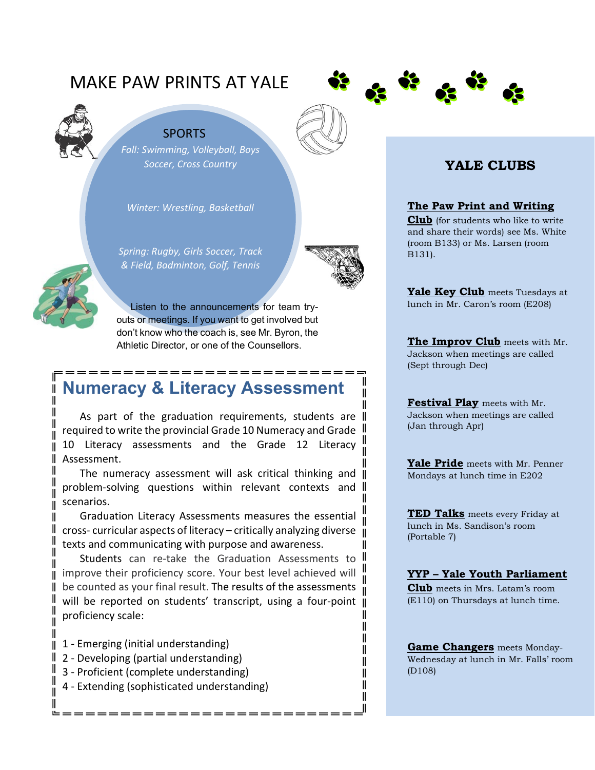# MAKE PAW PRINTS AT YALE

## SPORTS

*Fall: Swimming, Volleyball, Boys Soccer, Cross Country*

*Winter: Wrestling, Basketball*

*Spring: Rugby, Girls Soccer, Track & Field, Badminton, Golf, Tennis*

Listen to the announcements for team try-outs or meetings. If you want to get involved but don't know who the coach is, see Mr. Byron, the Athletic Director, or one of the Counsellors.

## Numeracy & Literacy Assessment

As part of the graduation requirements, students are required to write the provincial Grade 10 Numeracy and Grade 10 Literacy assessments and the Grade 12 Literacy Assessment.

The numeracy assessment will ask critical thinking and problem-solving questions within relevant contexts and scenarios.

Graduation Literacy Assessments measures the essential cross- curricular aspects of literacy – critically analyzing diverse texts and communicating with purpose and awareness.

Students can re-take the Graduation Assessments to improve their proficiency score. Your best level achieved will be counted as your final result. The results of the assessments will be reported on students' transcript, using a four-point proficiency scale:

1 - Emerging (initial understanding)
2 - Developing (partial understanding)
3 - Proficient (complete understanding)
4 - Extending (sophisticated understanding)

## YALE CLUBS

**The Paw Print and Writing Club** (for students who like to write and share their words) see Ms. White (room B133) or Ms. Larsen (room B131).

**Yale Key Club** meets Tuesdays at lunch in Mr. Caron's room (E208)

**The Improv Club** meets with Mr. Jackson when meetings are called (Sept through Dec)

**Festival Play** meets with Mr. Jackson when meetings are called (Jan through Apr)

**Yale Pride** meets with Mr. Penner Mondays at lunch time in E202

**TED Talks** meets every Friday at lunch in Ms. Sandison's room (Portable 7)

**YYP – Yale Youth Parliament Club** meets in Mrs. Latam's room (E110) on Thursdays at lunch time.

**Game Changers** meets Monday-Wednesday at lunch in Mr. Falls' room (D108)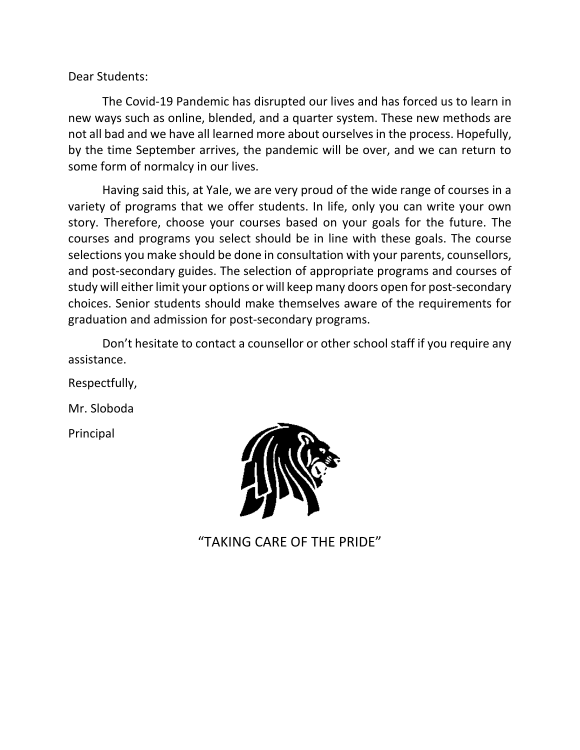Dear Students:

The Covid-19 Pandemic has disrupted our lives and has forced us to learn in new ways such as online, blended, and a quarter system. These new methods are not all bad and we have all learned more about ourselves in the process. Hopefully, by the time September arrives, the pandemic will be over, and we can return to some form of normalcy in our lives.

Having said this, at Yale, we are very proud of the wide range of courses in a variety of programs that we offer students. In life, only you can write your own story. Therefore, choose your courses based on your goals for the future. The courses and programs you select should be in line with these goals. The course selections you make should be done in consultation with your parents, counsellors, and post-secondary guides. The selection of appropriate programs and courses of study will either limit your options or will keep many doors open for post-secondary choices. Senior students should make themselves aware of the requirements for graduation and admission for post-secondary programs.

Don't hesitate to contact a counsellor or other school staff if you require any assistance.

Respectfully,

Mr. Sloboda

Principal

"TAKING CARE OF THE PRIDE"